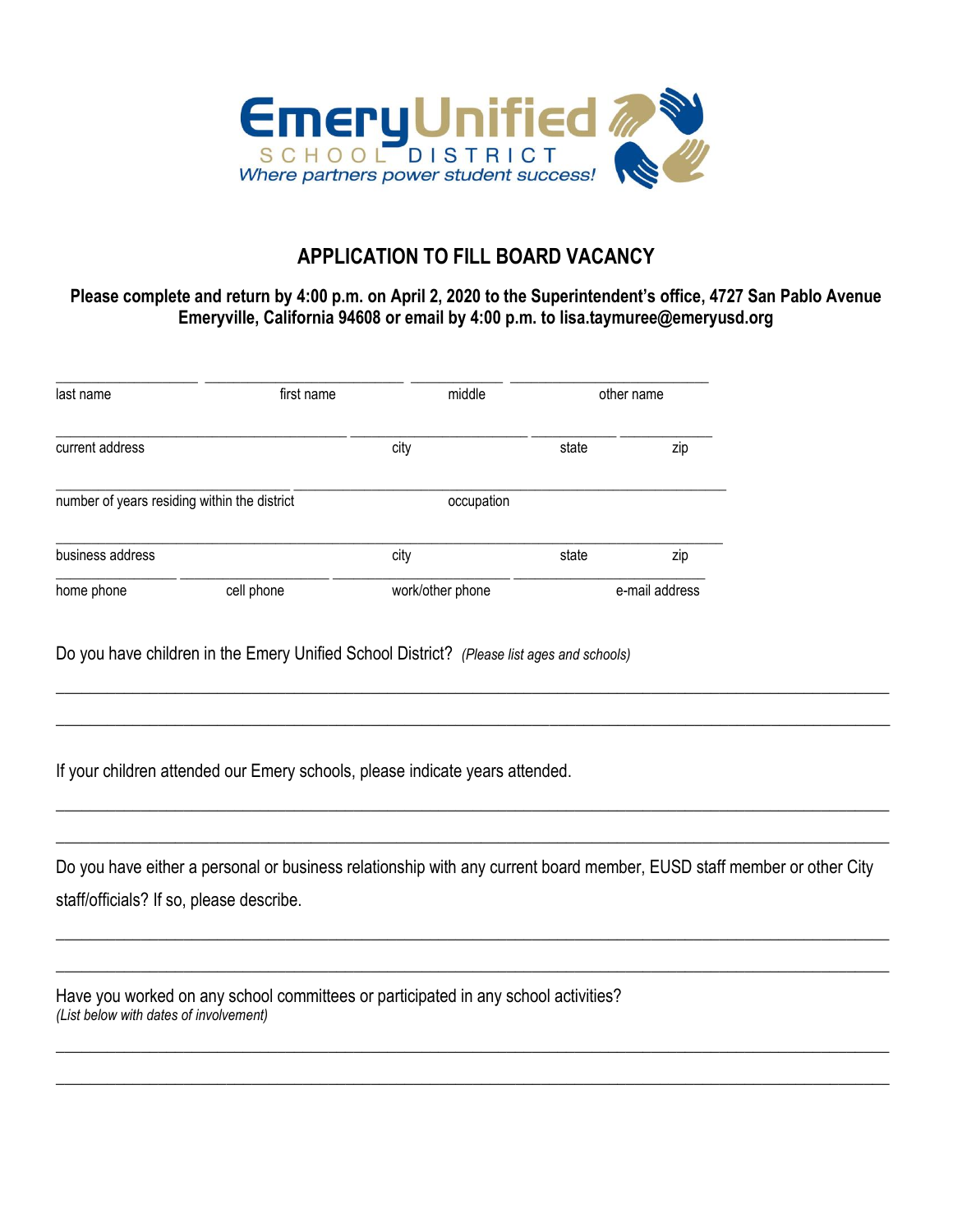Emery Unified School District
*Where partners power student success!*

## APPLICATION TO FILL BOARD VACANCY

**Please complete and return by 4:00 p.m. on April 2, 2020 to the Superintendent's office, 4727 San Pablo Avenue Emeryville, California 94608 or email by 4:00 p.m. to lisa.taymuree@emeryusd.org**

| | | | |
|---|---|---|---|
| last name | first name | middle | other name |

| | | | |
|---|---|---|---|
| current address | city | state | zip |

| | |
|---|---|
| number of years residing within the district | occupation |

| | | | |
|---|---|---|---|
| business address | city | state | zip |

| | | | |
|---|---|---|---|
| home phone | cell phone | work/other phone | e-mail address |

Do you have children in the Emery Unified School District? *(Please list ages and schools)*

______________________________________________________________________________

______________________________________________________________________________

If your children attended our Emery schools, please indicate years attended.

______________________________________________________________________________

______________________________________________________________________________

Do you have either a personal or business relationship with any current board member, EUSD staff member or other City staff/officials? If so, please describe.

______________________________________________________________________________

______________________________________________________________________________

Have you worked on any school committees or participated in any school activities?
*(List below with dates of involvement)*

______________________________________________________________________________

______________________________________________________________________________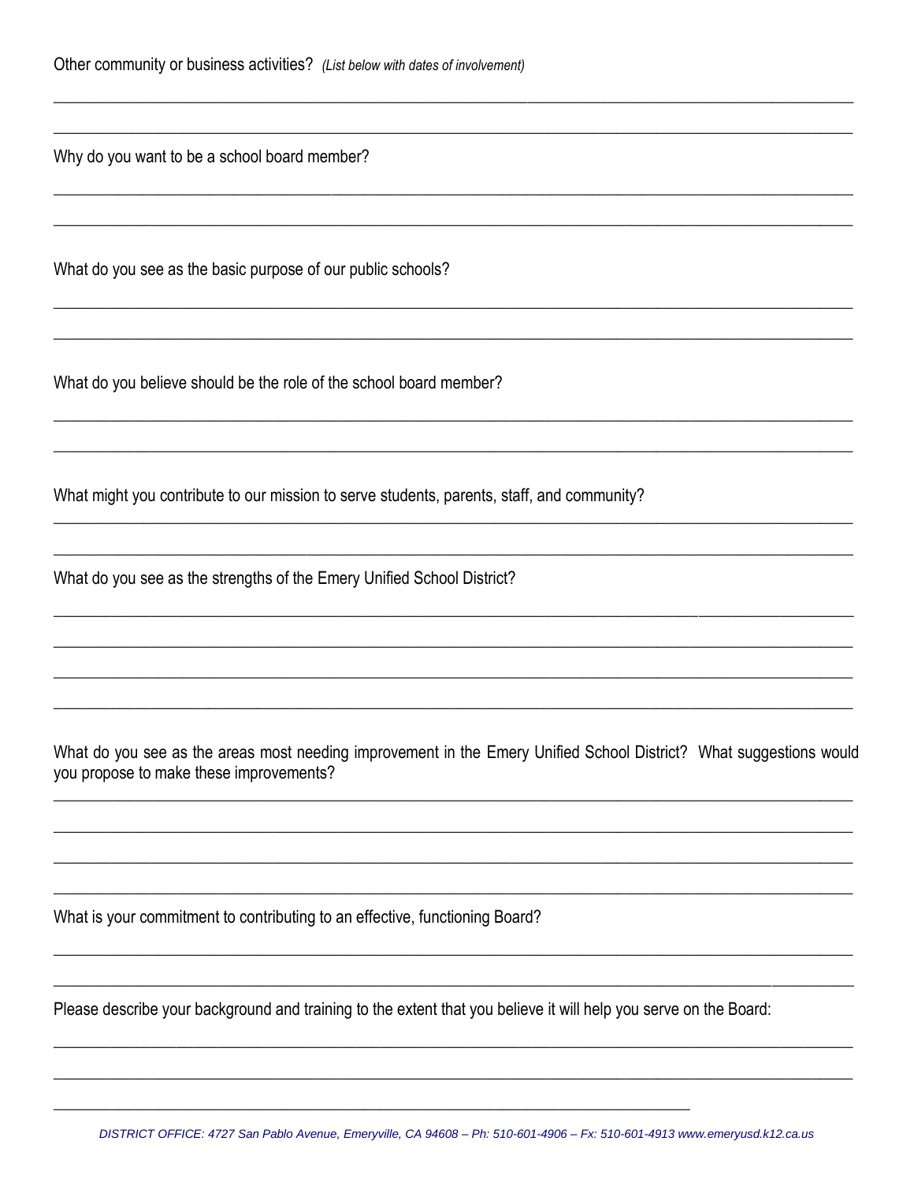Other community or business activities? *(List below with dates of involvement)*

\_\_\_\_\_\_\_\_\_\_\_\_\_\_\_\_\_\_\_\_\_\_\_\_\_\_\_\_\_\_\_\_\_\_\_\_\_\_\_\_\_\_\_\_\_\_\_\_\_\_\_\_\_\_\_\_\_\_\_\_\_\_\_\_\_\_\_\_\_\_\_\_\_\_\_\_\_\_

\_\_\_\_\_\_\_\_\_\_\_\_\_\_\_\_\_\_\_\_\_\_\_\_\_\_\_\_\_\_\_\_\_\_\_\_\_\_\_\_\_\_\_\_\_\_\_\_\_\_\_\_\_\_\_\_\_\_\_\_\_\_\_\_\_\_\_\_\_\_\_\_\_\_\_\_\_\_

Why do you want to be a school board member?

\_\_\_\_\_\_\_\_\_\_\_\_\_\_\_\_\_\_\_\_\_\_\_\_\_\_\_\_\_\_\_\_\_\_\_\_\_\_\_\_\_\_\_\_\_\_\_\_\_\_\_\_\_\_\_\_\_\_\_\_\_\_\_\_\_\_\_\_\_\_\_\_\_\_\_\_\_\_

\_\_\_\_\_\_\_\_\_\_\_\_\_\_\_\_\_\_\_\_\_\_\_\_\_\_\_\_\_\_\_\_\_\_\_\_\_\_\_\_\_\_\_\_\_\_\_\_\_\_\_\_\_\_\_\_\_\_\_\_\_\_\_\_\_\_\_\_\_\_\_\_\_\_\_\_\_\_

What do you see as the basic purpose of our public schools?

\_\_\_\_\_\_\_\_\_\_\_\_\_\_\_\_\_\_\_\_\_\_\_\_\_\_\_\_\_\_\_\_\_\_\_\_\_\_\_\_\_\_\_\_\_\_\_\_\_\_\_\_\_\_\_\_\_\_\_\_\_\_\_\_\_\_\_\_\_\_\_\_\_\_\_\_\_\_

\_\_\_\_\_\_\_\_\_\_\_\_\_\_\_\_\_\_\_\_\_\_\_\_\_\_\_\_\_\_\_\_\_\_\_\_\_\_\_\_\_\_\_\_\_\_\_\_\_\_\_\_\_\_\_\_\_\_\_\_\_\_\_\_\_\_\_\_\_\_\_\_\_\_\_\_\_\_

What do you believe should be the role of the school board member?

\_\_\_\_\_\_\_\_\_\_\_\_\_\_\_\_\_\_\_\_\_\_\_\_\_\_\_\_\_\_\_\_\_\_\_\_\_\_\_\_\_\_\_\_\_\_\_\_\_\_\_\_\_\_\_\_\_\_\_\_\_\_\_\_\_\_\_\_\_\_\_\_\_\_\_\_\_\_

\_\_\_\_\_\_\_\_\_\_\_\_\_\_\_\_\_\_\_\_\_\_\_\_\_\_\_\_\_\_\_\_\_\_\_\_\_\_\_\_\_\_\_\_\_\_\_\_\_\_\_\_\_\_\_\_\_\_\_\_\_\_\_\_\_\_\_\_\_\_\_\_\_\_\_\_\_\_

What might you contribute to our mission to serve students, parents, staff, and community?

\_\_\_\_\_\_\_\_\_\_\_\_\_\_\_\_\_\_\_\_\_\_\_\_\_\_\_\_\_\_\_\_\_\_\_\_\_\_\_\_\_\_\_\_\_\_\_\_\_\_\_\_\_\_\_\_\_\_\_\_\_\_\_\_\_\_\_\_\_\_\_\_\_\_\_\_\_\_

\_\_\_\_\_\_\_\_\_\_\_\_\_\_\_\_\_\_\_\_\_\_\_\_\_\_\_\_\_\_\_\_\_\_\_\_\_\_\_\_\_\_\_\_\_\_\_\_\_\_\_\_\_\_\_\_\_\_\_\_\_\_\_\_\_\_\_\_\_\_\_\_\_\_\_\_\_\_

What do you see as the strengths of the Emery Unified School District?

\_\_\_\_\_\_\_\_\_\_\_\_\_\_\_\_\_\_\_\_\_\_\_\_\_\_\_\_\_\_\_\_\_\_\_\_\_\_\_\_\_\_\_\_\_\_\_\_\_\_\_\_\_\_\_\_\_\_\_\_\_\_\_\_\_\_\_\_\_\_\_\_\_\_\_\_\_\_

\_\_\_\_\_\_\_\_\_\_\_\_\_\_\_\_\_\_\_\_\_\_\_\_\_\_\_\_\_\_\_\_\_\_\_\_\_\_\_\_\_\_\_\_\_\_\_\_\_\_\_\_\_\_\_\_\_\_\_\_\_\_\_\_\_\_\_\_\_\_\_\_\_\_\_\_\_\_

\_\_\_\_\_\_\_\_\_\_\_\_\_\_\_\_\_\_\_\_\_\_\_\_\_\_\_\_\_\_\_\_\_\_\_\_\_\_\_\_\_\_\_\_\_\_\_\_\_\_\_\_\_\_\_\_\_\_\_\_\_\_\_\_\_\_\_\_\_\_\_\_\_\_\_\_\_\_

\_\_\_\_\_\_\_\_\_\_\_\_\_\_\_\_\_\_\_\_\_\_\_\_\_\_\_\_\_\_\_\_\_\_\_\_\_\_\_\_\_\_\_\_\_\_\_\_\_\_\_\_\_\_\_\_\_\_\_\_\_\_\_\_\_\_\_\_\_\_\_\_\_\_\_\_\_\_

What do you see as the areas most needing improvement in the Emery Unified School District? What suggestions would you propose to make these improvements?

\_\_\_\_\_\_\_\_\_\_\_\_\_\_\_\_\_\_\_\_\_\_\_\_\_\_\_\_\_\_\_\_\_\_\_\_\_\_\_\_\_\_\_\_\_\_\_\_\_\_\_\_\_\_\_\_\_\_\_\_\_\_\_\_\_\_\_\_\_\_\_\_\_\_\_\_\_\_

\_\_\_\_\_\_\_\_\_\_\_\_\_\_\_\_\_\_\_\_\_\_\_\_\_\_\_\_\_\_\_\_\_\_\_\_\_\_\_\_\_\_\_\_\_\_\_\_\_\_\_\_\_\_\_\_\_\_\_\_\_\_\_\_\_\_\_\_\_\_\_\_\_\_\_\_\_\_

\_\_\_\_\_\_\_\_\_\_\_\_\_\_\_\_\_\_\_\_\_\_\_\_\_\_\_\_\_\_\_\_\_\_\_\_\_\_\_\_\_\_\_\_\_\_\_\_\_\_\_\_\_\_\_\_\_\_\_\_\_\_\_\_\_\_\_\_\_\_\_\_\_\_\_\_\_\_

\_\_\_\_\_\_\_\_\_\_\_\_\_\_\_\_\_\_\_\_\_\_\_\_\_\_\_\_\_\_\_\_\_\_\_\_\_\_\_\_\_\_\_\_\_\_\_\_\_\_\_\_\_\_\_\_\_\_\_\_\_\_\_\_\_\_\_\_\_\_\_\_\_\_\_\_\_\_

What is your commitment to contributing to an effective, functioning Board?

\_\_\_\_\_\_\_\_\_\_\_\_\_\_\_\_\_\_\_\_\_\_\_\_\_\_\_\_\_\_\_\_\_\_\_\_\_\_\_\_\_\_\_\_\_\_\_\_\_\_\_\_\_\_\_\_\_\_\_\_\_\_\_\_\_\_\_\_\_\_\_\_\_\_\_\_\_\_

\_\_\_\_\_\_\_\_\_\_\_\_\_\_\_\_\_\_\_\_\_\_\_\_\_\_\_\_\_\_\_\_\_\_\_\_\_\_\_\_\_\_\_\_\_\_\_\_\_\_\_\_\_\_\_\_\_\_\_\_\_\_\_\_\_\_\_\_\_\_\_\_\_\_\_\_\_\_

Please describe your background and training to the extent that you believe it will help you serve on the Board:

\_\_\_\_\_\_\_\_\_\_\_\_\_\_\_\_\_\_\_\_\_\_\_\_\_\_\_\_\_\_\_\_\_\_\_\_\_\_\_\_\_\_\_\_\_\_\_\_\_\_\_\_\_\_\_\_\_\_\_\_\_\_\_\_\_\_\_\_\_\_\_\_\_\_\_\_\_\_

\_\_\_\_\_\_\_\_\_\_\_\_\_\_\_\_\_\_\_\_\_\_\_\_\_\_\_\_\_\_\_\_\_\_\_\_\_\_\_\_\_\_\_\_\_\_\_\_\_\_\_\_\_\_\_\_\_\_\_\_\_\_\_\_\_\_\_\_\_\_\_\_\_\_\_\_\_\_

\_\_\_\_\_\_\_\_\_\_\_\_\_\_\_\_\_\_\_\_\_\_\_\_\_\_\_\_\_\_\_\_\_\_\_\_\_\_\_\_\_\_\_\_\_\_\_\_\_\_\_\_\_\_\_\_\_\_\_\_\_\_\_\_

*DISTRICT OFFICE: 4727 San Pablo Avenue, Emeryville, CA 94608 – Ph: 510-601-4906 – Fx: 510-601-4913 www.emeryusd.k12.ca.us*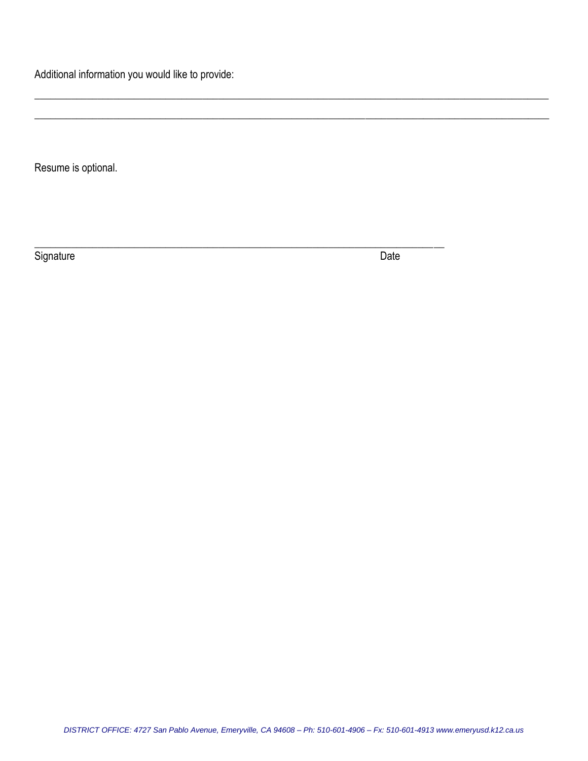Additional information you would like to provide:

______________________________________________________________________________________________

______________________________________________________________________________________________

Resume is optional.

__________________________________________________________________________

Signature                                                                                                    Date

*DISTRICT OFFICE: 4727 San Pablo Avenue, Emeryville, CA 94608 – Ph: 510-601-4906 – Fx: 510-601-4913 www.emeryusd.k12.ca.us*